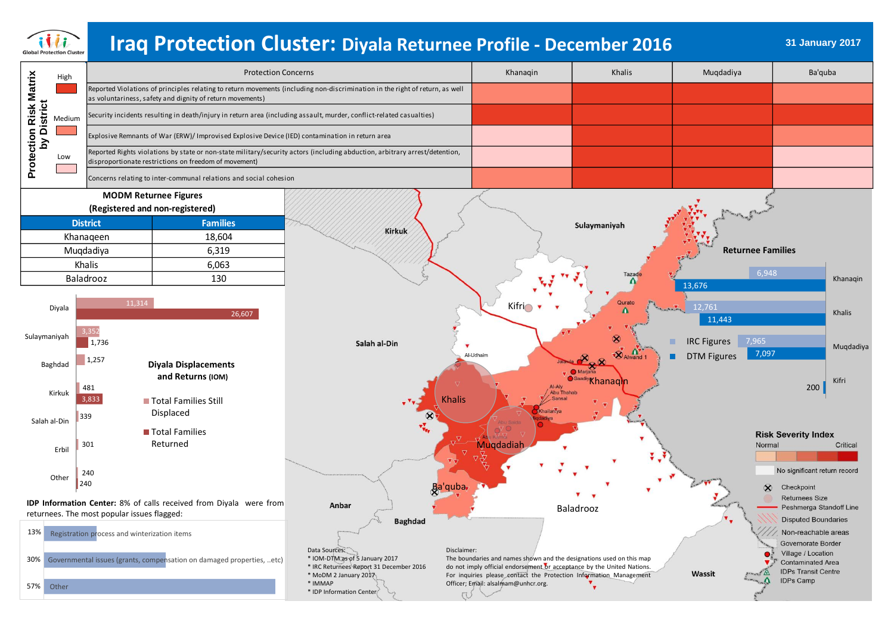# Iraq Protection Cluster: Diyala Returnee Profile - December 2016

31 January 2017

## Protection Risk Matrix by District

Legend: High / Medium / Low

| Protection Concerns | Khanaqin | Khalis | Muqdadiya | Ba'quba |
|---|---|---|---|---|
| Reported Violations of principles relating to return movements (including non-discrimination in the right of return, as well as voluntariness, safety and dignity of return movements) | Medium | High | High | Medium |
| Security incidents resulting in death/injury in return area (including assault, murder, conflict-related casualties) | High | High | High | High |
| Explosive Remnants of War (ERW)/ Improvised Explosive Device (IED) contamination in return area | Low | High | High | Medium |
| Reported Rights violations by state or non-state military/security actors (including abduction, arbitrary arrest/detention, disproportionate restrictions on freedom of movement) | Low | High | High | Low |
| Concerns relating to inter-communal relations and social cohesion | Medium | High | High | Low |

## MODM Returnee Figures (Registered and non-registered)

| District | Families |
|---|---|
| Khanaqeen | 18,604 |
| Muqdadiya | 6,319 |
| Khalis | 6,063 |
| Baladrooz | 130 |

## Diyala Displacements and Returns (IOM)

| | Total Families Still Displaced | Total Families Returned |
|---|---|---|
| Diyala | 11,314 | 26,607 |
| Sulaymaniyah | 3,352 | 1,736 |
| Baghdad | 1,257 | |
| Kirkuk | 481 | 3,833 |
| Salah al-Din | 339 | |
| Erbil | 301 | |
| Other | 240 | 240 |

**IDP Information Center:** 8% of calls received from Diyala were from returnees. The most popular issues flagged:

| % | Issue |
|---|---|
| 13% | Registration process and winterization items |
| 30% | Governmental issues (grants, compensation on damaged properties, ..etc) |
| 57% | Other |

## Returnee Families

| District | IRC Figures | DTM Figures |
|---|---|---|
| Khanaqin | 6,948 | 13,676 |
| Khalis | 12,761 | 11,443 |
| Muqdadiya | 7,965 | 7,097 |
| Kifri | | 200 |

Risk Severity Index: Normal — Critical

- No significant return record
- Checkpoint
- Returnees Size
- Peshmerga Standoff Line
- Disputed Boundaries
- Non-reachable areas
- Governorate Border
- Village / Location
- Contaminated Area
- IDPs Transit Centre
- IDPs Camp

Map labels: Kirkuk, Sulaymaniyah, Salah al-Din, Kifri, Al-Udhaim, Tazade, Qurato, Alwand 1, Jalawla, Marjana, Saadiya, Khanaqin, Al-Aly, Abu Thahab, Sansal, Khalis, Khailaniya, Muqdadiya, Abu Saida, Muqdadiah, Ba'quba, Anbar, Baghdad, Baladrooz, Wassit

Data Sources:
* IOM-DTM as of 5 January 2017
* IRC Returnees Report 31 December 2016
* MoDM 2 January 2017
* IMMAP
* IDP Information Center

Disclaimer:
The boundaries and names shown and the designations used on this map do not imply official endorsement or acceptance by the United Nations. For inquiries please contact the Protection Information Management Officer; Email: alsalmam@unhcr.org.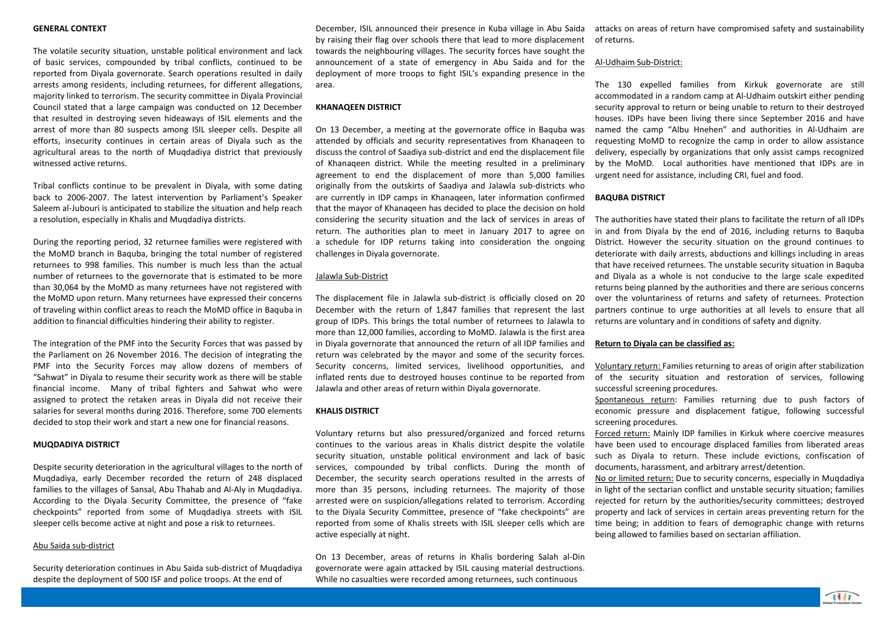## GENERAL CONTEXT

The volatile security situation, unstable political environment and lack of basic services, compounded by tribal conflicts, continued to be reported from Diyala governorate. Search operations resulted in daily arrests among residents, including returnees, for different allegations, majority linked to terrorism. The security committee in Diyala Provincial Council stated that a large campaign was conducted on 12 December that resulted in destroying seven hideaways of ISIL elements and the arrest of more than 80 suspects among ISIL sleeper cells. Despite all efforts, insecurity continues in certain areas of Diyala such as the agricultural areas to the north of Muqdadiya district that previously witnessed active returns.

Tribal conflicts continue to be prevalent in Diyala, with some dating back to 2006-2007. The latest intervention by Parliament's Speaker Saleem al-Jubouri is anticipated to stabilize the situation and help reach a resolution, especially in Khalis and Muqdadiya districts.

During the reporting period, 32 returnee families were registered with the MoMD branch in Baquba, bringing the total number of registered returnees to 998 families. This number is much less than the actual number of returnees to the governorate that is estimated to be more than 30,064 by the MoMD as many returnees have not registered with the MoMD upon return. Many returnees have expressed their concerns of traveling within conflict areas to reach the MoMD office in Baquba in addition to financial difficulties hindering their ability to register.

The integration of the PMF into the Security Forces that was passed by the Parliament on 26 November 2016. The decision of integrating the PMF into the Security Forces may allow dozens of members of "Sahwat" in Diyala to resume their security work as there will be stable financial income. Many of tribal fighters and Sahwat who were assigned to protect the retaken areas in Diyala did not receive their salaries for several months during 2016. Therefore, some 700 elements decided to stop their work and start a new one for financial reasons.

## MUQDADIYA DISTRICT

Despite security deterioration in the agricultural villages to the north of Muqdadiya, early December recorded the return of 248 displaced families to the villages of Sansal, Abu Thahab and Al-Aly in Muqdadiya. According to the Diyala Security Committee, the presence of "fake checkpoints" reported from some of Muqdadiya streets with ISIL sleeper cells become active at night and pose a risk to returnees.

### Abu Saida sub-district

Security deterioration continues in Abu Saida sub-district of Muqdadiya despite the deployment of 500 ISF and police troops. At the end of December, ISIL announced their presence in Kuba village in Abu Saida by raising their flag over schools there that lead to more displacement towards the neighbouring villages. The security forces have sought the announcement of a state of emergency in Abu Saida and for the deployment of more troops to fight ISIL's expanding presence in the area.

## KHANAQEEN DISTRICT

On 13 December, a meeting at the governorate office in Baquba was attended by officials and security representatives from Khanaqeen to discuss the control of Saadiya sub-district and end the displacement file of Khanaqeen district. While the meeting resulted in a preliminary agreement to end the displacement of more than 5,000 families originally from the outskirts of Saadiya and Jalawla sub-districts who are currently in IDP camps in Khanaqeen, later information confirmed that the mayor of Khanaqeen has decided to place the decision on hold considering the security situation and the lack of services in areas of return. The authorities plan to meet in January 2017 to agree on a schedule for IDP returns taking into consideration the ongoing challenges in Diyala governorate.

### Jalawla Sub-District

The displacement file in Jalawla sub-district is officially closed on 20 December with the return of 1,847 families that represent the last group of IDPs. This brings the total number of returnees to Jalawla to more than 12,000 families, according to MoMD. Jalawla is the first area in Diyala governorate that announced the return of all IDP families and return was celebrated by the mayor and some of the security forces. Security concerns, limited services, livelihood opportunities, and inflated rents due to destroyed houses continue to be reported from Jalawla and other areas of return within Diyala governorate.

## KHALIS DISTRICT

Voluntary returns but also pressured/organized and forced returns continues to the various areas in Khalis district despite the volatile security situation, unstable political environment and lack of basic services, compounded by tribal conflicts. During the month of December, the security search operations resulted in the arrests of more than 35 persons, including returnees. The majority of those arrested were on suspicion/allegations related to terrorism. According to the Diyala Security Committee, presence of "fake checkpoints" are reported from some of Khalis streets with ISIL sleeper cells which are active especially at night.

On 13 December, areas of returns in Khalis bordering Salah al-Din governorate were again attacked by ISIL causing material destructions. While no casualties were recorded among returnees, such continuous attacks on areas of return have compromised safety and sustainability of returns.

### Al-Udhaim Sub-District:

The 130 expelled families from Kirkuk governorate are still accommodated in a random camp at Al-Udhaim outskirt either pending security approval to return or being unable to return to their destroyed houses. IDPs have been living there since September 2016 and have named the camp "Albu Hnehen" and authorities in Al-Udhaim are requesting MoMD to recognize the camp in order to allow assistance delivery, especially by organizations that only assist camps recognized by the MoMD. Local authorities have mentioned that IDPs are in urgent need for assistance, including CRI, fuel and food.

## BAQUBA DISTRICT

The authorities have stated their plans to facilitate the return of all IDPs in and from Diyala by the end of 2016, including returns to Baquba District. However the security situation on the ground continues to deteriorate with daily arrests, abductions and killings including in areas that have received returnees. The unstable security situation in Baquba and Diyala as a whole is not conducive to the large scale expedited returns being planned by the authorities and there are serious concerns over the voluntariness of returns and safety of returnees. Protection partners continue to urge authorities at all levels to ensure that all returns are voluntary and in conditions of safety and dignity.

**Return to Diyala can be classified as:**

Voluntary return: Families returning to areas of origin after stabilization of the security situation and restoration of services, following successful screening procedures.

Spontaneous return: Families returning due to push factors of economic pressure and displacement fatigue, following successful screening procedures.

Forced return: Mainly IDP families in Kirkuk where coercive measures have been used to encourage displaced families from liberated areas such as Diyala to return. These include evictions, confiscation of documents, harassment, and arbitrary arrest/detention.

No or limited return: Due to security concerns, especially in Muqdadiya in light of the sectarian conflict and unstable security situation; families rejected for return by the authorities/security committees; destroyed property and lack of services in certain areas preventing return for the time being; in addition to fears of demographic change with returns being allowed to families based on sectarian affiliation.